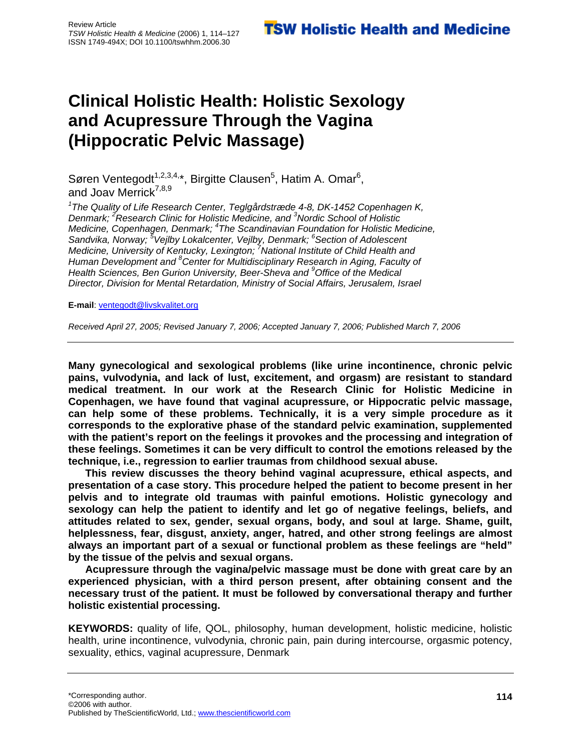Review Article
*TSW Holistic Health & Medicine* (2006) 1, 114–127
ISSN 1749-494X; DOI 10.1100/tswhhm.2006.30

# Clinical Holistic Health: Holistic Sexology and Acupressure Through the Vagina (Hippocratic Pelvic Massage)

Søren Ventegodt[1,2,3,4,*], Birgitte Clausen[5], Hatim A. Omar[6], and Joav Merrick[7,8,9]

*[1]The Quality of Life Research Center, Teglgårdstræde 4-8, DK-1452 Copenhagen K, Denmark; [2]Research Clinic for Holistic Medicine, and [3]Nordic School of Holistic Medicine, Copenhagen, Denmark; [4]The Scandinavian Foundation for Holistic Medicine, Sandvika, Norway; [5]Vejlby Lokalcenter, Vejlby, Denmark; [6]Section of Adolescent Medicine, University of Kentucky, Lexington; [7]National Institute of Child Health and Human Development and [8]Center for Multidisciplinary Research in Aging, Faculty of Health Sciences, Ben Gurion University, Beer-Sheva and [9]Office of the Medical Director, Division for Mental Retardation, Ministry of Social Affairs, Jerusalem, Israel*

**E-mail**: ventegodt@livskvalitet.org

*Received April 27, 2005; Revised January 7, 2006; Accepted January 7, 2006; Published March 7, 2006*

---

**Many gynecological and sexological problems (like urine incontinence, chronic pelvic pains, vulvodynia, and lack of lust, excitement, and orgasm) are resistant to standard medical treatment. In our work at the Research Clinic for Holistic Medicine in Copenhagen, we have found that vaginal acupressure, or Hippocratic pelvic massage, can help some of these problems. Technically, it is a very simple procedure as it corresponds to the explorative phase of the standard pelvic examination, supplemented with the patient's report on the feelings it provokes and the processing and integration of these feelings. Sometimes it can be very difficult to control the emotions released by the technique, i.e., regression to earlier traumas from childhood sexual abuse.**

**This review discusses the theory behind vaginal acupressure, ethical aspects, and presentation of a case story. This procedure helped the patient to become present in her pelvis and to integrate old traumas with painful emotions. Holistic gynecology and sexology can help the patient to identify and let go of negative feelings, beliefs, and attitudes related to sex, gender, sexual organs, body, and soul at large. Shame, guilt, helplessness, fear, disgust, anxiety, anger, hatred, and other strong feelings are almost always an important part of a sexual or functional problem as these feelings are "held" by the tissue of the pelvis and sexual organs.**

**Acupressure through the vagina/pelvic massage must be done with great care by an experienced physician, with a third person present, after obtaining consent and the necessary trust of the patient. It must be followed by conversational therapy and further holistic existential processing.**

**KEYWORDS:** quality of life, QOL, philosophy, human development, holistic medicine, holistic health, urine incontinence, vulvodynia, chronic pain, pain during intercourse, orgasmic potency, sexuality, ethics, vaginal acupressure, Denmark

---

*Corresponding author.
©2006 with author.
Published by TheScientificWorld, Ltd.; www.thescientificworld.com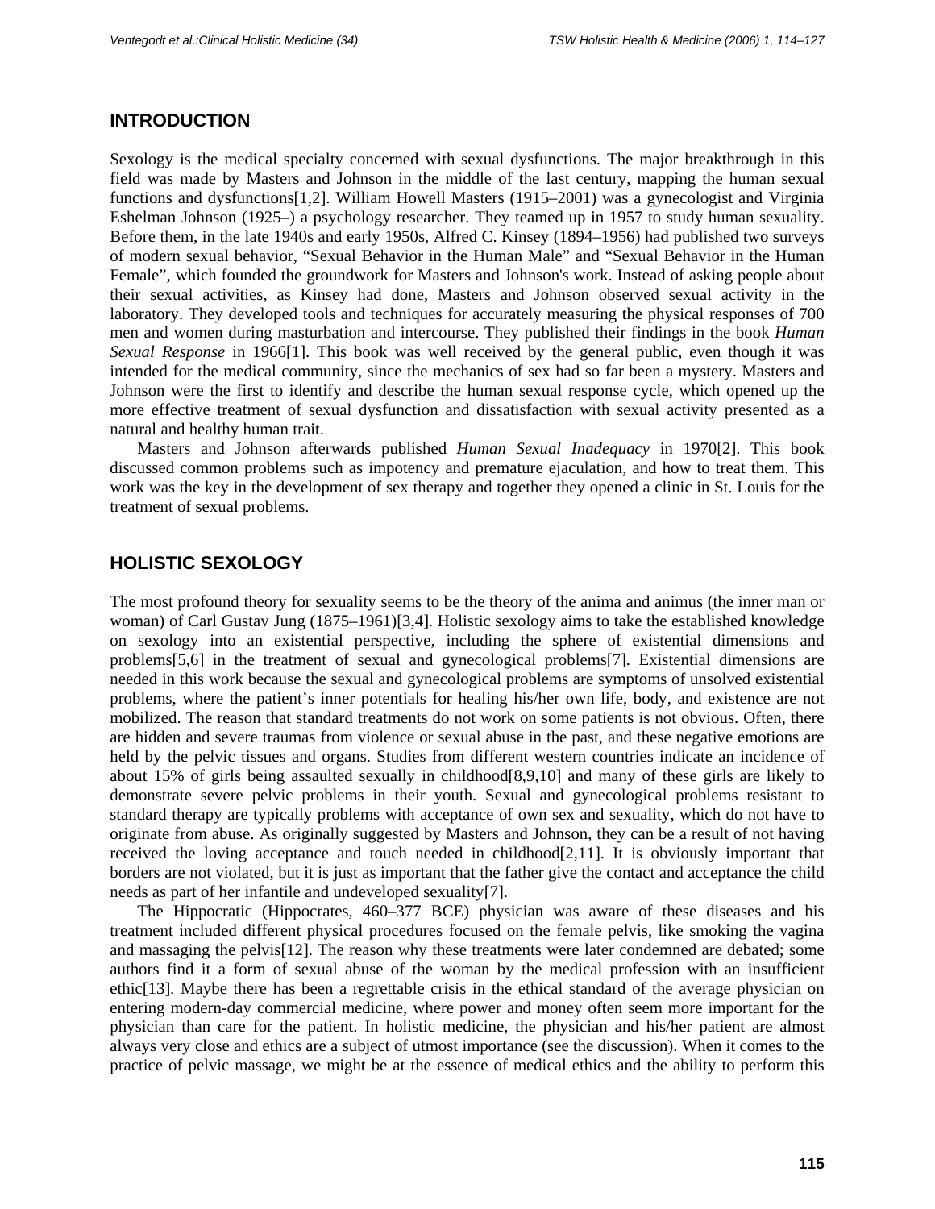## INTRODUCTION

Sexology is the medical specialty concerned with sexual dysfunctions. The major breakthrough in this field was made by Masters and Johnson in the middle of the last century, mapping the human sexual functions and dysfunctions[1,2]. William Howell Masters (1915–2001) was a gynecologist and Virginia Eshelman Johnson (1925–) a psychology researcher. They teamed up in 1957 to study human sexuality. Before them, in the late 1940s and early 1950s, Alfred C. Kinsey (1894–1956) had published two surveys of modern sexual behavior, "Sexual Behavior in the Human Male" and "Sexual Behavior in the Human Female", which founded the groundwork for Masters and Johnson's work. Instead of asking people about their sexual activities, as Kinsey had done, Masters and Johnson observed sexual activity in the laboratory. They developed tools and techniques for accurately measuring the physical responses of 700 men and women during masturbation and intercourse. They published their findings in the book *Human Sexual Response* in 1966[1]. This book was well received by the general public, even though it was intended for the medical community, since the mechanics of sex had so far been a mystery. Masters and Johnson were the first to identify and describe the human sexual response cycle, which opened up the more effective treatment of sexual dysfunction and dissatisfaction with sexual activity presented as a natural and healthy human trait.

Masters and Johnson afterwards published *Human Sexual Inadequacy* in 1970[2]. This book discussed common problems such as impotency and premature ejaculation, and how to treat them. This work was the key in the development of sex therapy and together they opened a clinic in St. Louis for the treatment of sexual problems.

## HOLISTIC SEXOLOGY

The most profound theory for sexuality seems to be the theory of the anima and animus (the inner man or woman) of Carl Gustav Jung (1875–1961)[3,4]. Holistic sexology aims to take the established knowledge on sexology into an existential perspective, including the sphere of existential dimensions and problems[5,6] in the treatment of sexual and gynecological problems[7]. Existential dimensions are needed in this work because the sexual and gynecological problems are symptoms of unsolved existential problems, where the patient's inner potentials for healing his/her own life, body, and existence are not mobilized. The reason that standard treatments do not work on some patients is not obvious. Often, there are hidden and severe traumas from violence or sexual abuse in the past, and these negative emotions are held by the pelvic tissues and organs. Studies from different western countries indicate an incidence of about 15% of girls being assaulted sexually in childhood[8,9,10] and many of these girls are likely to demonstrate severe pelvic problems in their youth. Sexual and gynecological problems resistant to standard therapy are typically problems with acceptance of own sex and sexuality, which do not have to originate from abuse. As originally suggested by Masters and Johnson, they can be a result of not having received the loving acceptance and touch needed in childhood[2,11]. It is obviously important that borders are not violated, but it is just as important that the father give the contact and acceptance the child needs as part of her infantile and undeveloped sexuality[7].

The Hippocratic (Hippocrates, 460–377 BCE) physician was aware of these diseases and his treatment included different physical procedures focused on the female pelvis, like smoking the vagina and massaging the pelvis[12]. The reason why these treatments were later condemned are debated; some authors find it a form of sexual abuse of the woman by the medical profession with an insufficient ethic[13]. Maybe there has been a regrettable crisis in the ethical standard of the average physician on entering modern-day commercial medicine, where power and money often seem more important for the physician than care for the patient. In holistic medicine, the physician and his/her patient are almost always very close and ethics are a subject of utmost importance (see the discussion). When it comes to the practice of pelvic massage, we might be at the essence of medical ethics and the ability to perform this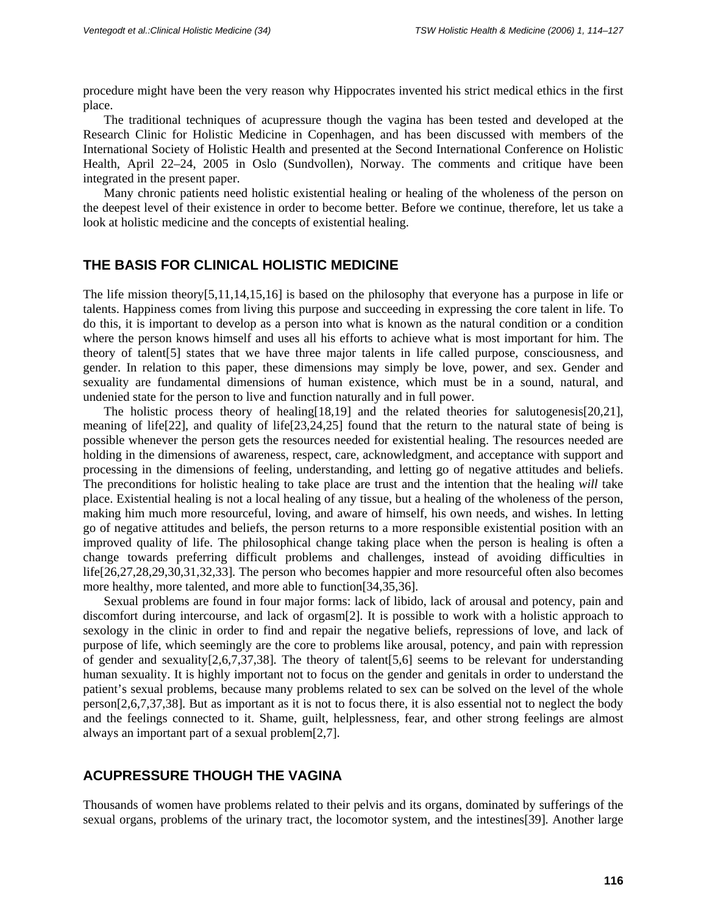procedure might have been the very reason why Hippocrates invented his strict medical ethics in the first place.

The traditional techniques of acupressure though the vagina has been tested and developed at the Research Clinic for Holistic Medicine in Copenhagen, and has been discussed with members of the International Society of Holistic Health and presented at the Second International Conference on Holistic Health, April 22–24, 2005 in Oslo (Sundvollen), Norway. The comments and critique have been integrated in the present paper.

Many chronic patients need holistic existential healing or healing of the wholeness of the person on the deepest level of their existence in order to become better. Before we continue, therefore, let us take a look at holistic medicine and the concepts of existential healing.

## THE BASIS FOR CLINICAL HOLISTIC MEDICINE

The life mission theory[5,11,14,15,16] is based on the philosophy that everyone has a purpose in life or talents. Happiness comes from living this purpose and succeeding in expressing the core talent in life. To do this, it is important to develop as a person into what is known as the natural condition or a condition where the person knows himself and uses all his efforts to achieve what is most important for him. The theory of talent[5] states that we have three major talents in life called purpose, consciousness, and gender. In relation to this paper, these dimensions may simply be love, power, and sex. Gender and sexuality are fundamental dimensions of human existence, which must be in a sound, natural, and undenied state for the person to live and function naturally and in full power.

The holistic process theory of healing[18,19] and the related theories for salutogenesis[20,21], meaning of life[22], and quality of life[23,24,25] found that the return to the natural state of being is possible whenever the person gets the resources needed for existential healing. The resources needed are holding in the dimensions of awareness, respect, care, acknowledgment, and acceptance with support and processing in the dimensions of feeling, understanding, and letting go of negative attitudes and beliefs. The preconditions for holistic healing to take place are trust and the intention that the healing *will* take place. Existential healing is not a local healing of any tissue, but a healing of the wholeness of the person, making him much more resourceful, loving, and aware of himself, his own needs, and wishes. In letting go of negative attitudes and beliefs, the person returns to a more responsible existential position with an improved quality of life. The philosophical change taking place when the person is healing is often a change towards preferring difficult problems and challenges, instead of avoiding difficulties in life[26,27,28,29,30,31,32,33]. The person who becomes happier and more resourceful often also becomes more healthy, more talented, and more able to function[34,35,36].

Sexual problems are found in four major forms: lack of libido, lack of arousal and potency, pain and discomfort during intercourse, and lack of orgasm[2]. It is possible to work with a holistic approach to sexology in the clinic in order to find and repair the negative beliefs, repressions of love, and lack of purpose of life, which seemingly are the core to problems like arousal, potency, and pain with repression of gender and sexuality[2,6,7,37,38]. The theory of talent[5,6] seems to be relevant for understanding human sexuality. It is highly important not to focus on the gender and genitals in order to understand the patient's sexual problems, because many problems related to sex can be solved on the level of the whole person[2,6,7,37,38]. But as important as it is not to focus there, it is also essential not to neglect the body and the feelings connected to it. Shame, guilt, helplessness, fear, and other strong feelings are almost always an important part of a sexual problem[2,7].

## ACUPRESSURE THOUGH THE VAGINA

Thousands of women have problems related to their pelvis and its organs, dominated by sufferings of the sexual organs, problems of the urinary tract, the locomotor system, and the intestines[39]. Another large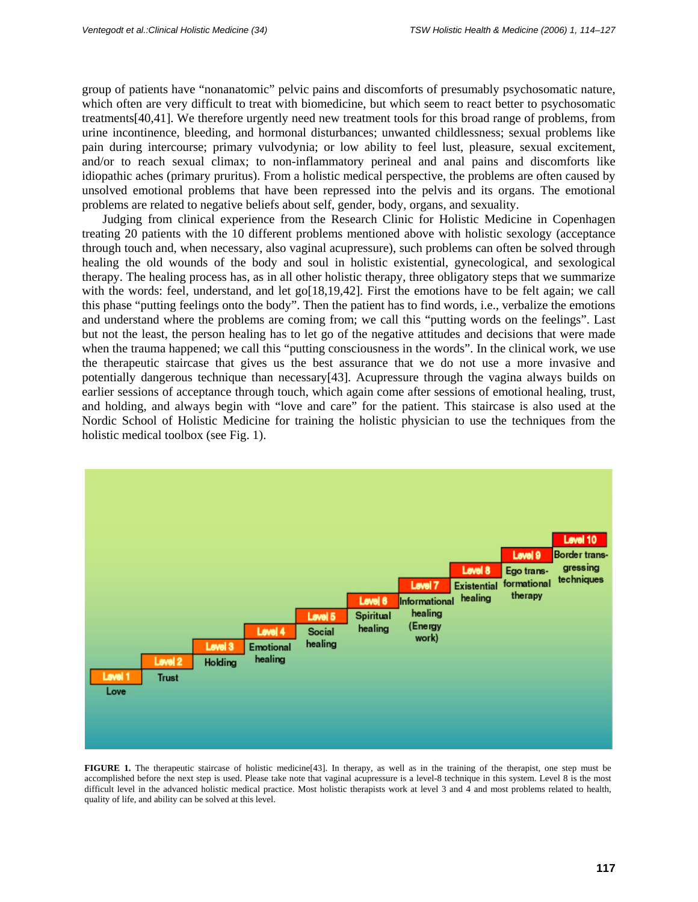group of patients have "nonanatomic" pelvic pains and discomforts of presumably psychosomatic nature, which often are very difficult to treat with biomedicine, but which seem to react better to psychosomatic treatments[40,41]. We therefore urgently need new treatment tools for this broad range of problems, from urine incontinence, bleeding, and hormonal disturbances; unwanted childlessness; sexual problems like pain during intercourse; primary vulvodynia; or low ability to feel lust, pleasure, sexual excitement, and/or to reach sexual climax; to non-inflammatory perineal and anal pains and discomforts like idiopathic aches (primary pruritus). From a holistic medical perspective, the problems are often caused by unsolved emotional problems that have been repressed into the pelvis and its organs. The emotional problems are related to negative beliefs about self, gender, body, organs, and sexuality.

Judging from clinical experience from the Research Clinic for Holistic Medicine in Copenhagen treating 20 patients with the 10 different problems mentioned above with holistic sexology (acceptance through touch and, when necessary, also vaginal acupressure), such problems can often be solved through healing the old wounds of the body and soul in holistic existential, gynecological, and sexological therapy. The healing process has, as in all other holistic therapy, three obligatory steps that we summarize with the words: feel, understand, and let go[18,19,42]. First the emotions have to be felt again; we call this phase "putting feelings onto the body". Then the patient has to find words, i.e., verbalize the emotions and understand where the problems are coming from; we call this "putting words on the feelings". Last but not the least, the person healing has to let go of the negative attitudes and decisions that were made when the trauma happened; we call this "putting consciousness in the words". In the clinical work, we use the therapeutic staircase that gives us the best assurance that we do not use a more invasive and potentially dangerous technique than necessary[43]. Acupressure through the vagina always builds on earlier sessions of acceptance through touch, which again come after sessions of emotional healing, trust, and holding, and always begin with "love and care" for the patient. This staircase is also used at the Nordic School of Holistic Medicine for training the holistic physician to use the techniques from the holistic medical toolbox (see Fig. 1).

Level 1
Love

Level 2
Trust

Level 3
Holding

Level 4
Emotional healing

Level 5
Social healing

Level 6
Spiritual healing

Level 7
Informational healing (Energy work)

Level 8
Existential healing

Level 9
Ego transformational therapy

Level 10
Border transgressing techniques

**FIGURE 1.** The therapeutic staircase of holistic medicine[43]. In therapy, as well as in the training of the therapist, one step must be accomplished before the next step is used. Please take note that vaginal acupressure is a level-8 technique in this system. Level 8 is the most difficult level in the advanced holistic medical practice. Most holistic therapists work at level 3 and 4 and most problems related to health, quality of life, and ability can be solved at this level.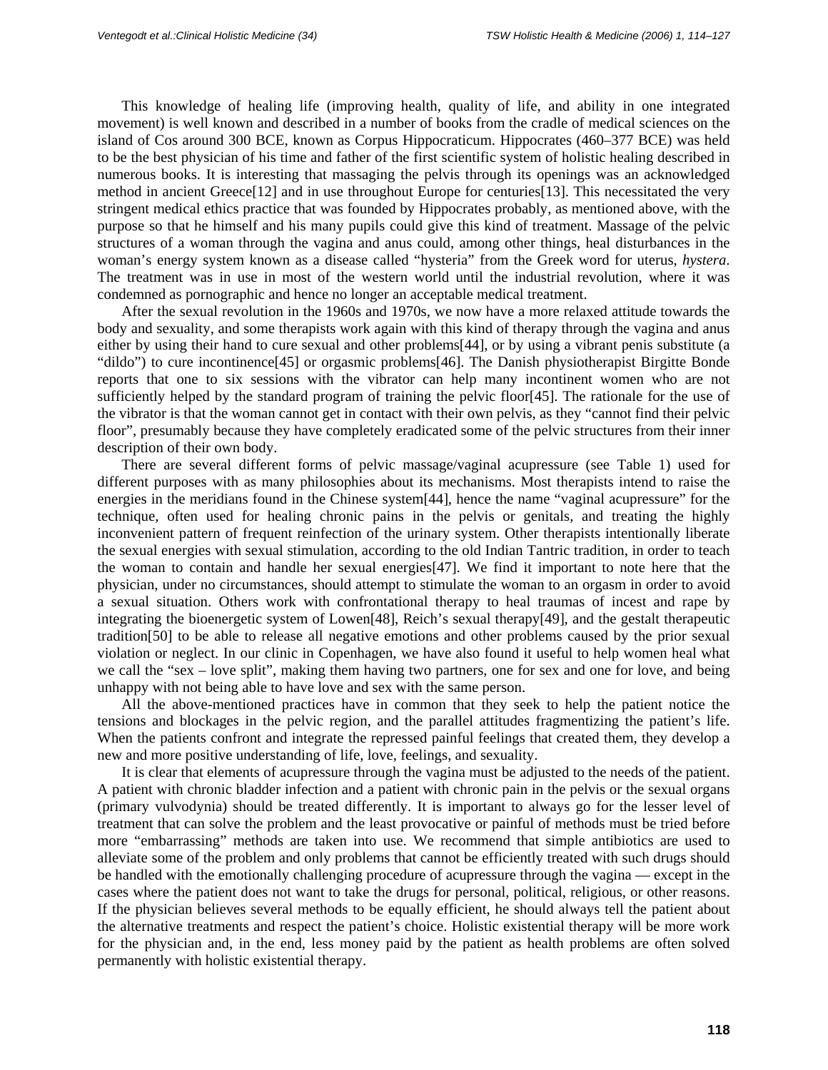This knowledge of healing life (improving health, quality of life, and ability in one integrated movement) is well known and described in a number of books from the cradle of medical sciences on the island of Cos around 300 BCE, known as Corpus Hippocraticum. Hippocrates (460–377 BCE) was held to be the best physician of his time and father of the first scientific system of holistic healing described in numerous books. It is interesting that massaging the pelvis through its openings was an acknowledged method in ancient Greece[12] and in use throughout Europe for centuries[13]. This necessitated the very stringent medical ethics practice that was founded by Hippocrates probably, as mentioned above, with the purpose so that he himself and his many pupils could give this kind of treatment. Massage of the pelvic structures of a woman through the vagina and anus could, among other things, heal disturbances in the woman's energy system known as a disease called "hysteria" from the Greek word for uterus, *hystera*. The treatment was in use in most of the western world until the industrial revolution, where it was condemned as pornographic and hence no longer an acceptable medical treatment.

After the sexual revolution in the 1960s and 1970s, we now have a more relaxed attitude towards the body and sexuality, and some therapists work again with this kind of therapy through the vagina and anus either by using their hand to cure sexual and other problems[44], or by using a vibrant penis substitute (a "dildo") to cure incontinence[45] or orgasmic problems[46]. The Danish physiotherapist Birgitte Bonde reports that one to six sessions with the vibrator can help many incontinent women who are not sufficiently helped by the standard program of training the pelvic floor[45]. The rationale for the use of the vibrator is that the woman cannot get in contact with their own pelvis, as they "cannot find their pelvic floor", presumably because they have completely eradicated some of the pelvic structures from their inner description of their own body.

There are several different forms of pelvic massage/vaginal acupressure (see Table 1) used for different purposes with as many philosophies about its mechanisms. Most therapists intend to raise the energies in the meridians found in the Chinese system[44], hence the name "vaginal acupressure" for the technique, often used for healing chronic pains in the pelvis or genitals, and treating the highly inconvenient pattern of frequent reinfection of the urinary system. Other therapists intentionally liberate the sexual energies with sexual stimulation, according to the old Indian Tantric tradition, in order to teach the woman to contain and handle her sexual energies[47]. We find it important to note here that the physician, under no circumstances, should attempt to stimulate the woman to an orgasm in order to avoid a sexual situation. Others work with confrontational therapy to heal traumas of incest and rape by integrating the bioenergetic system of Lowen[48], Reich's sexual therapy[49], and the gestalt therapeutic tradition[50] to be able to release all negative emotions and other problems caused by the prior sexual violation or neglect. In our clinic in Copenhagen, we have also found it useful to help women heal what we call the "sex – love split", making them having two partners, one for sex and one for love, and being unhappy with not being able to have love and sex with the same person.

All the above-mentioned practices have in common that they seek to help the patient notice the tensions and blockages in the pelvic region, and the parallel attitudes fragmentizing the patient's life. When the patients confront and integrate the repressed painful feelings that created them, they develop a new and more positive understanding of life, love, feelings, and sexuality.

It is clear that elements of acupressure through the vagina must be adjusted to the needs of the patient. A patient with chronic bladder infection and a patient with chronic pain in the pelvis or the sexual organs (primary vulvodynia) should be treated differently. It is important to always go for the lesser level of treatment that can solve the problem and the least provocative or painful of methods must be tried before more "embarrassing" methods are taken into use. We recommend that simple antibiotics are used to alleviate some of the problem and only problems that cannot be efficiently treated with such drugs should be handled with the emotionally challenging procedure of acupressure through the vagina — except in the cases where the patient does not want to take the drugs for personal, political, religious, or other reasons. If the physician believes several methods to be equally efficient, he should always tell the patient about the alternative treatments and respect the patient's choice. Holistic existential therapy will be more work for the physician and, in the end, less money paid by the patient as health problems are often solved permanently with holistic existential therapy.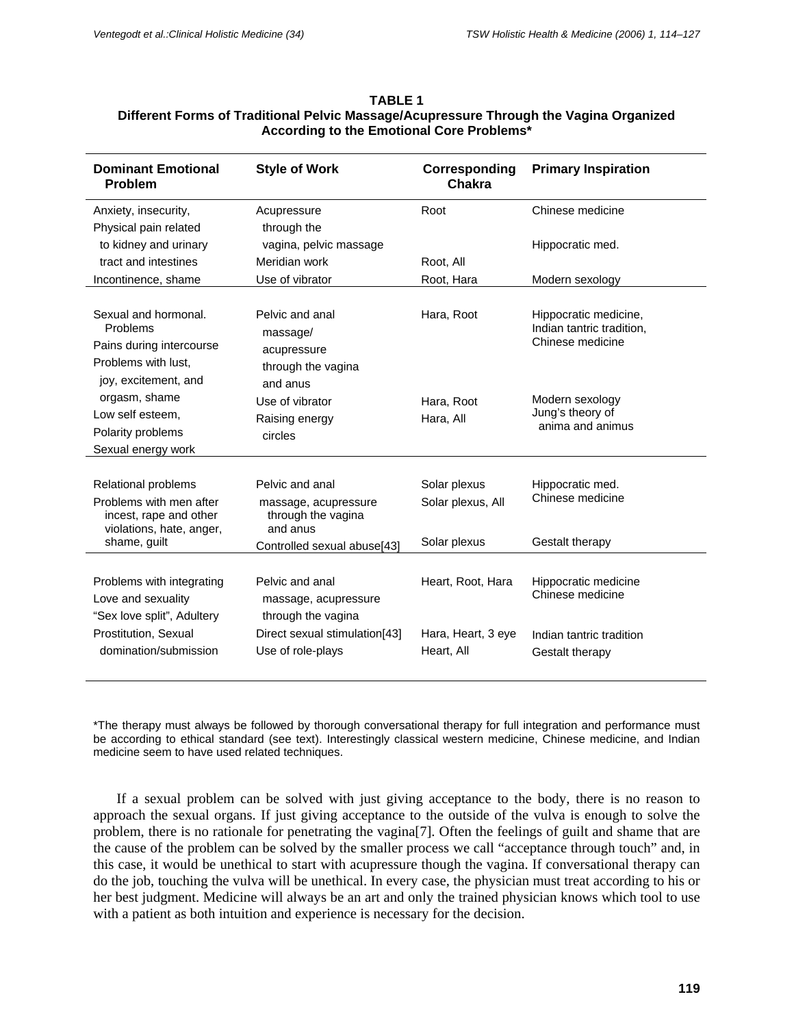**TABLE 1**
**Different Forms of Traditional Pelvic Massage/Acupressure Through the Vagina Organized According to the Emotional Core Problems***

| Dominant Emotional Problem | Style of Work | Corresponding Chakra | Primary Inspiration |
|---|---|---|---|
| Anxiety, insecurity, Physical pain related to kidney and urinary tract and intestines | Acupressure through the vagina, pelvic massage | Root | Chinese medicine |
| | | | Hippocratic med. |
| | Meridian work | Root, All | |
| Incontinence, shame | Use of vibrator | Root, Hara | Modern sexology |
| Sexual and hormonal. Problems Pains during intercourse Problems with lust, joy, excitement, and orgasm, shame | Pelvic and anal massage/ acupressure through the vagina and anus | Hara, Root | Hippocratic medicine, Indian tantric tradition, Chinese medicine |
| Low self esteem, | Use of vibrator | Hara, Root | Modern sexology |
| Polarity problems Sexual energy work | Raising energy circles | Hara, All | Jung's theory of anima and animus |
| Relational problems | Pelvic and anal massage, acupressure through the vagina and anus | Solar plexus | Hippocratic med. Chinese medicine |
| Problems with men after incest, rape and other violations, hate, anger, shame, guilt | | Solar plexus, All | |
| | Controlled sexual abuse[43] | Solar plexus | Gestalt therapy |
| Problems with integrating Love and sexuality "Sex love split", Adultery | Pelvic and anal massage, acupressure through the vagina | Heart, Root, Hara | Hippocratic medicine Chinese medicine |
| Prostitution, Sexual domination/submission | Direct sexual stimulation[43] | Hara, Heart, 3 eye | Indian tantric tradition |
| | Use of role-plays | Heart, All | Gestalt therapy |

*The therapy must always be followed by thorough conversational therapy for full integration and performance must be according to ethical standard (see text). Interestingly classical western medicine, Chinese medicine, and Indian medicine seem to have used related techniques.

If a sexual problem can be solved with just giving acceptance to the body, there is no reason to approach the sexual organs. If just giving acceptance to the outside of the vulva is enough to solve the problem, there is no rationale for penetrating the vagina[7]. Often the feelings of guilt and shame that are the cause of the problem can be solved by the smaller process we call "acceptance through touch" and, in this case, it would be unethical to start with acupressure though the vagina. If conversational therapy can do the job, touching the vulva will be unethical. In every case, the physician must treat according to his or her best judgment. Medicine will always be an art and only the trained physician knows which tool to use with a patient as both intuition and experience is necessary for the decision.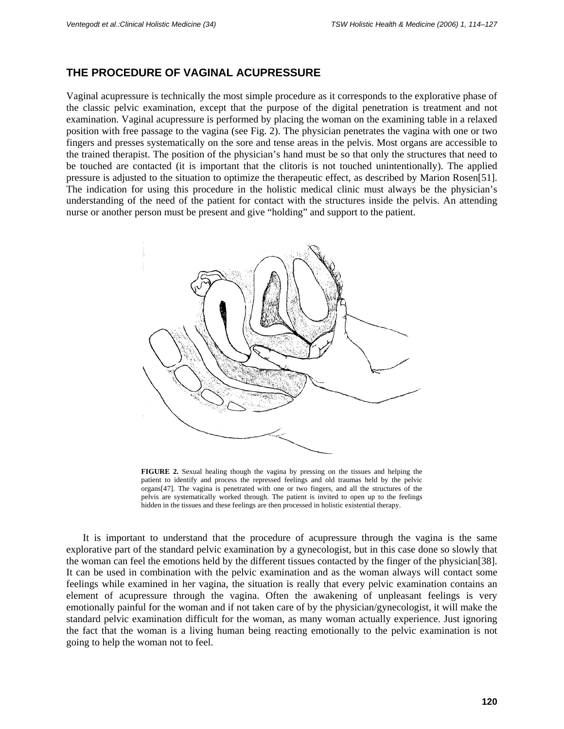## THE PROCEDURE OF VAGINAL ACUPRESSURE

Vaginal acupressure is technically the most simple procedure as it corresponds to the explorative phase of the classic pelvic examination, except that the purpose of the digital penetration is treatment and not examination. Vaginal acupressure is performed by placing the woman on the examining table in a relaxed position with free passage to the vagina (see Fig. 2). The physician penetrates the vagina with one or two fingers and presses systematically on the sore and tense areas in the pelvis. Most organs are accessible to the trained therapist. The position of the physician's hand must be so that only the structures that need to be touched are contacted (it is important that the clitoris is not touched unintentionally). The applied pressure is adjusted to the situation to optimize the therapeutic effect, as described by Marion Rosen[51]. The indication for using this procedure in the holistic medical clinic must always be the physician's understanding of the need of the patient for contact with the structures inside the pelvis. An attending nurse or another person must be present and give "holding" and support to the patient.

**FIGURE 2.** Sexual healing though the vagina by pressing on the tissues and helping the patient to identify and process the repressed feelings and old traumas held by the pelvic organs[47]. The vagina is penetrated with one or two fingers, and all the structures of the pelvis are systematically worked through. The patient is invited to open up to the feelings hidden in the tissues and these feelings are then processed in holistic existential therapy.

It is important to understand that the procedure of acupressure through the vagina is the same explorative part of the standard pelvic examination by a gynecologist, but in this case done so slowly that the woman can feel the emotions held by the different tissues contacted by the finger of the physician[38]. It can be used in combination with the pelvic examination and as the woman always will contact some feelings while examined in her vagina, the situation is really that every pelvic examination contains an element of acupressure through the vagina. Often the awakening of unpleasant feelings is very emotionally painful for the woman and if not taken care of by the physician/gynecologist, it will make the standard pelvic examination difficult for the woman, as many woman actually experience. Just ignoring the fact that the woman is a living human being reacting emotionally to the pelvic examination is not going to help the woman not to feel.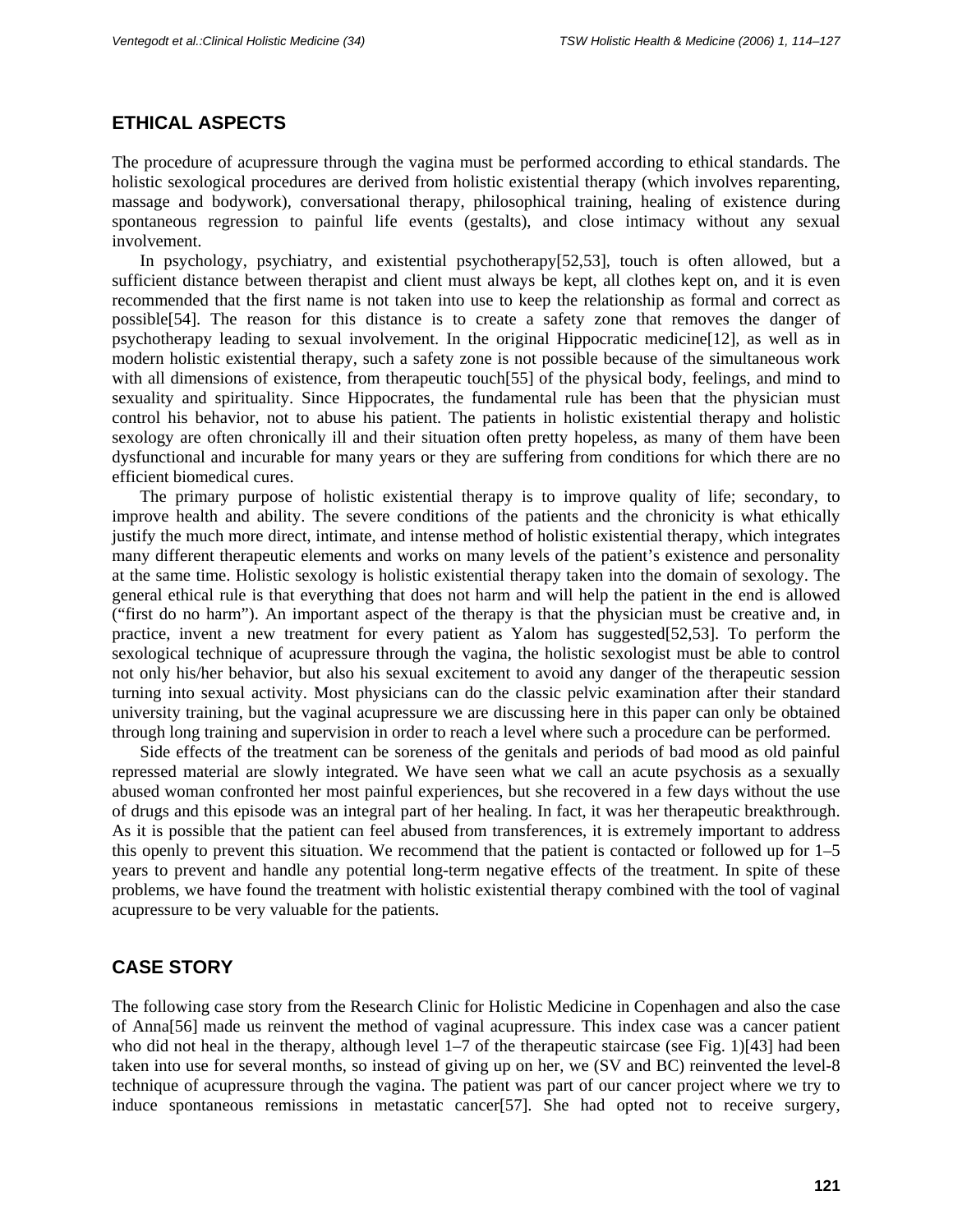## ETHICAL ASPECTS

The procedure of acupressure through the vagina must be performed according to ethical standards. The holistic sexological procedures are derived from holistic existential therapy (which involves reparenting, massage and bodywork), conversational therapy, philosophical training, healing of existence during spontaneous regression to painful life events (gestalts), and close intimacy without any sexual involvement.

In psychology, psychiatry, and existential psychotherapy[52,53], touch is often allowed, but a sufficient distance between therapist and client must always be kept, all clothes kept on, and it is even recommended that the first name is not taken into use to keep the relationship as formal and correct as possible[54]. The reason for this distance is to create a safety zone that removes the danger of psychotherapy leading to sexual involvement. In the original Hippocratic medicine[12], as well as in modern holistic existential therapy, such a safety zone is not possible because of the simultaneous work with all dimensions of existence, from therapeutic touch[55] of the physical body, feelings, and mind to sexuality and spirituality. Since Hippocrates, the fundamental rule has been that the physician must control his behavior, not to abuse his patient. The patients in holistic existential therapy and holistic sexology are often chronically ill and their situation often pretty hopeless, as many of them have been dysfunctional and incurable for many years or they are suffering from conditions for which there are no efficient biomedical cures.

The primary purpose of holistic existential therapy is to improve quality of life; secondary, to improve health and ability. The severe conditions of the patients and the chronicity is what ethically justify the much more direct, intimate, and intense method of holistic existential therapy, which integrates many different therapeutic elements and works on many levels of the patient's existence and personality at the same time. Holistic sexology is holistic existential therapy taken into the domain of sexology. The general ethical rule is that everything that does not harm and will help the patient in the end is allowed ("first do no harm"). An important aspect of the therapy is that the physician must be creative and, in practice, invent a new treatment for every patient as Yalom has suggested[52,53]. To perform the sexological technique of acupressure through the vagina, the holistic sexologist must be able to control not only his/her behavior, but also his sexual excitement to avoid any danger of the therapeutic session turning into sexual activity. Most physicians can do the classic pelvic examination after their standard university training, but the vaginal acupressure we are discussing here in this paper can only be obtained through long training and supervision in order to reach a level where such a procedure can be performed.

Side effects of the treatment can be soreness of the genitals and periods of bad mood as old painful repressed material are slowly integrated. We have seen what we call an acute psychosis as a sexually abused woman confronted her most painful experiences, but she recovered in a few days without the use of drugs and this episode was an integral part of her healing. In fact, it was her therapeutic breakthrough. As it is possible that the patient can feel abused from transferences, it is extremely important to address this openly to prevent this situation. We recommend that the patient is contacted or followed up for 1–5 years to prevent and handle any potential long-term negative effects of the treatment. In spite of these problems, we have found the treatment with holistic existential therapy combined with the tool of vaginal acupressure to be very valuable for the patients.

## CASE STORY

The following case story from the Research Clinic for Holistic Medicine in Copenhagen and also the case of Anna[56] made us reinvent the method of vaginal acupressure. This index case was a cancer patient who did not heal in the therapy, although level 1–7 of the therapeutic staircase (see Fig. 1)[43] had been taken into use for several months, so instead of giving up on her, we (SV and BC) reinvented the level-8 technique of acupressure through the vagina. The patient was part of our cancer project where we try to induce spontaneous remissions in metastatic cancer[57]. She had opted not to receive surgery,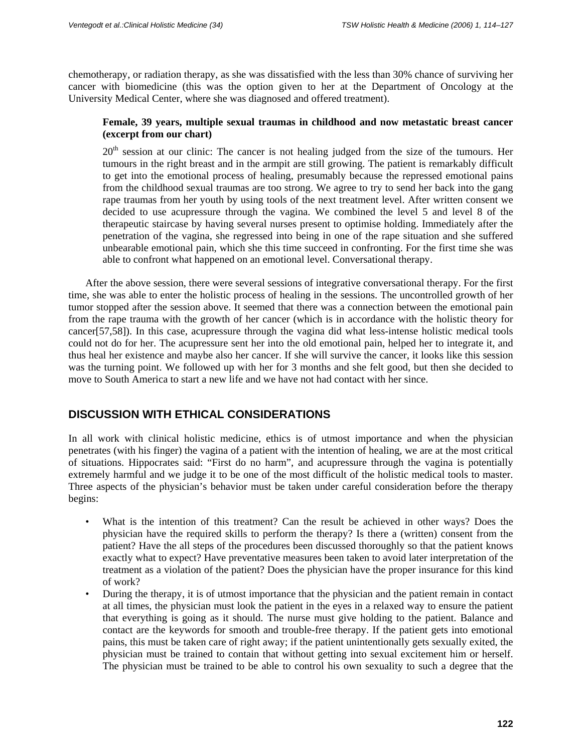chemotherapy, or radiation therapy, as she was dissatisfied with the less than 30% chance of surviving her cancer with biomedicine (this was the option given to her at the Department of Oncology at the University Medical Center, where she was diagnosed and offered treatment).

> **Female, 39 years, multiple sexual traumas in childhood and now metastatic breast cancer (excerpt from our chart)**
>
> 20th session at our clinic: The cancer is not healing judged from the size of the tumours. Her tumours in the right breast and in the armpit are still growing. The patient is remarkably difficult to get into the emotional process of healing, presumably because the repressed emotional pains from the childhood sexual traumas are too strong. We agree to try to send her back into the gang rape traumas from her youth by using tools of the next treatment level. After written consent we decided to use acupressure through the vagina. We combined the level 5 and level 8 of the therapeutic staircase by having several nurses present to optimise holding. Immediately after the penetration of the vagina, she regressed into being in one of the rape situation and she suffered unbearable emotional pain, which she this time succeed in confronting. For the first time she was able to confront what happened on an emotional level. Conversational therapy.

After the above session, there were several sessions of integrative conversational therapy. For the first time, she was able to enter the holistic process of healing in the sessions. The uncontrolled growth of her tumor stopped after the session above. It seemed that there was a connection between the emotional pain from the rape trauma with the growth of her cancer (which is in accordance with the holistic theory for cancer[57,58]). In this case, acupressure through the vagina did what less-intense holistic medical tools could not do for her. The acupressure sent her into the old emotional pain, helped her to integrate it, and thus heal her existence and maybe also her cancer. If she will survive the cancer, it looks like this session was the turning point. We followed up with her for 3 months and she felt good, but then she decided to move to South America to start a new life and we have not had contact with her since.

## DISCUSSION WITH ETHICAL CONSIDERATIONS

In all work with clinical holistic medicine, ethics is of utmost importance and when the physician penetrates (with his finger) the vagina of a patient with the intention of healing, we are at the most critical of situations. Hippocrates said: "First do no harm", and acupressure through the vagina is potentially extremely harmful and we judge it to be one of the most difficult of the holistic medical tools to master. Three aspects of the physician's behavior must be taken under careful consideration before the therapy begins:

- What is the intention of this treatment? Can the result be achieved in other ways? Does the physician have the required skills to perform the therapy? Is there a (written) consent from the patient? Have the all steps of the procedures been discussed thoroughly so that the patient knows exactly what to expect? Have preventative measures been taken to avoid later interpretation of the treatment as a violation of the patient? Does the physician have the proper insurance for this kind of work?
- During the therapy, it is of utmost importance that the physician and the patient remain in contact at all times, the physician must look the patient in the eyes in a relaxed way to ensure the patient that everything is going as it should. The nurse must give holding to the patient. Balance and contact are the keywords for smooth and trouble-free therapy. If the patient gets into emotional pains, this must be taken care of right away; if the patient unintentionally gets sexually exited, the physician must be trained to contain that without getting into sexual excitement him or herself. The physician must be trained to be able to control his own sexuality to such a degree that the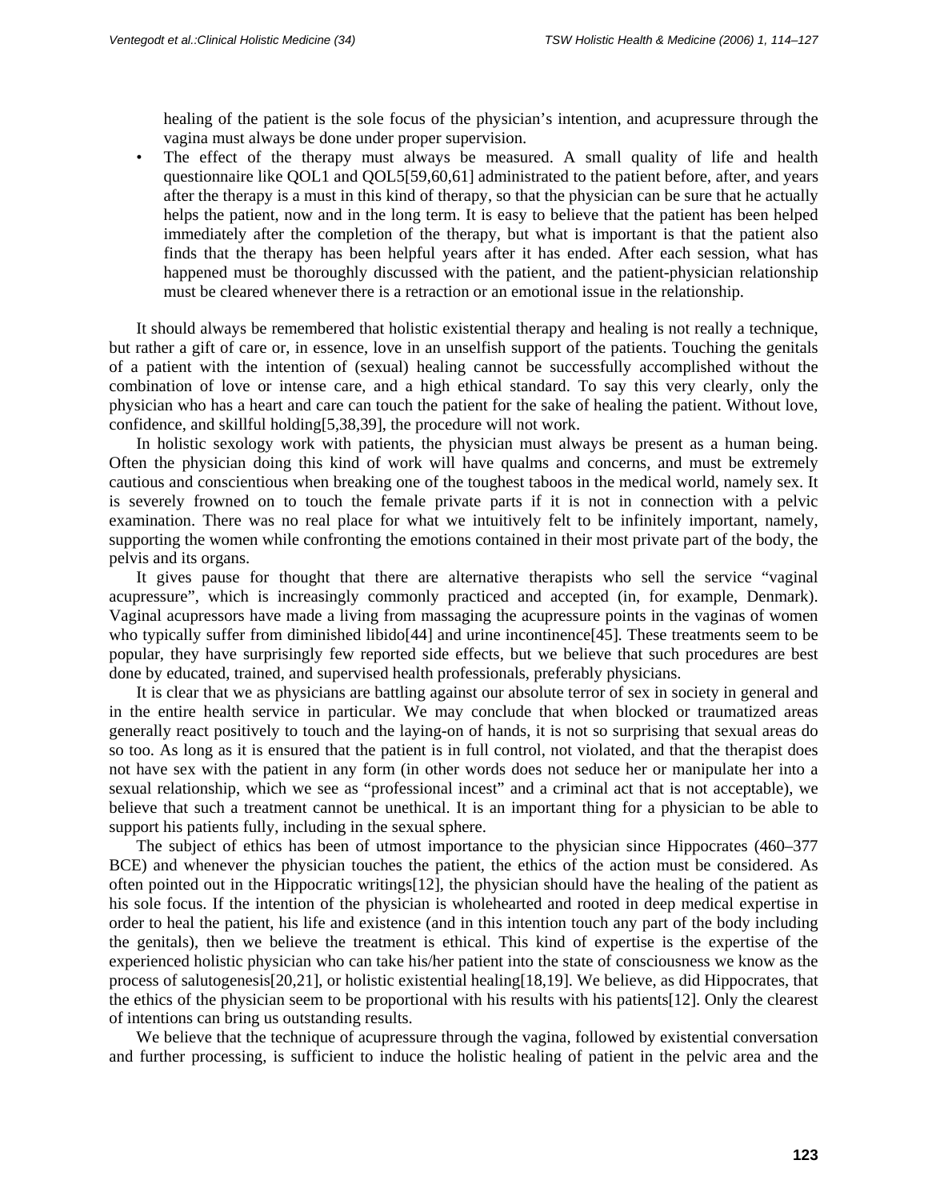healing of the patient is the sole focus of the physician's intention, and acupressure through the vagina must always be done under proper supervision.

- The effect of the therapy must always be measured. A small quality of life and health questionnaire like QOL1 and QOL5[59,60,61] administrated to the patient before, after, and years after the therapy is a must in this kind of therapy, so that the physician can be sure that he actually helps the patient, now and in the long term. It is easy to believe that the patient has been helped immediately after the completion of the therapy, but what is important is that the patient also finds that the therapy has been helpful years after it has ended. After each session, what has happened must be thoroughly discussed with the patient, and the patient-physician relationship must be cleared whenever there is a retraction or an emotional issue in the relationship.

It should always be remembered that holistic existential therapy and healing is not really a technique, but rather a gift of care or, in essence, love in an unselfish support of the patients. Touching the genitals of a patient with the intention of (sexual) healing cannot be successfully accomplished without the combination of love or intense care, and a high ethical standard. To say this very clearly, only the physician who has a heart and care can touch the patient for the sake of healing the patient. Without love, confidence, and skillful holding[5,38,39], the procedure will not work.

In holistic sexology work with patients, the physician must always be present as a human being. Often the physician doing this kind of work will have qualms and concerns, and must be extremely cautious and conscientious when breaking one of the toughest taboos in the medical world, namely sex. It is severely frowned on to touch the female private parts if it is not in connection with a pelvic examination. There was no real place for what we intuitively felt to be infinitely important, namely, supporting the women while confronting the emotions contained in their most private part of the body, the pelvis and its organs.

It gives pause for thought that there are alternative therapists who sell the service "vaginal acupressure", which is increasingly commonly practiced and accepted (in, for example, Denmark). Vaginal acupressors have made a living from massaging the acupressure points in the vaginas of women who typically suffer from diminished libido[44] and urine incontinence[45]. These treatments seem to be popular, they have surprisingly few reported side effects, but we believe that such procedures are best done by educated, trained, and supervised health professionals, preferably physicians.

It is clear that we as physicians are battling against our absolute terror of sex in society in general and in the entire health service in particular. We may conclude that when blocked or traumatized areas generally react positively to touch and the laying-on of hands, it is not so surprising that sexual areas do so too. As long as it is ensured that the patient is in full control, not violated, and that the therapist does not have sex with the patient in any form (in other words does not seduce her or manipulate her into a sexual relationship, which we see as "professional incest" and a criminal act that is not acceptable), we believe that such a treatment cannot be unethical. It is an important thing for a physician to be able to support his patients fully, including in the sexual sphere.

The subject of ethics has been of utmost importance to the physician since Hippocrates (460–377 BCE) and whenever the physician touches the patient, the ethics of the action must be considered. As often pointed out in the Hippocratic writings[12], the physician should have the healing of the patient as his sole focus. If the intention of the physician is wholehearted and rooted in deep medical expertise in order to heal the patient, his life and existence (and in this intention touch any part of the body including the genitals), then we believe the treatment is ethical. This kind of expertise is the expertise of the experienced holistic physician who can take his/her patient into the state of consciousness we know as the process of salutogenesis[20,21], or holistic existential healing[18,19]. We believe, as did Hippocrates, that the ethics of the physician seem to be proportional with his results with his patients[12]. Only the clearest of intentions can bring us outstanding results.

We believe that the technique of acupressure through the vagina, followed by existential conversation and further processing, is sufficient to induce the holistic healing of patient in the pelvic area and the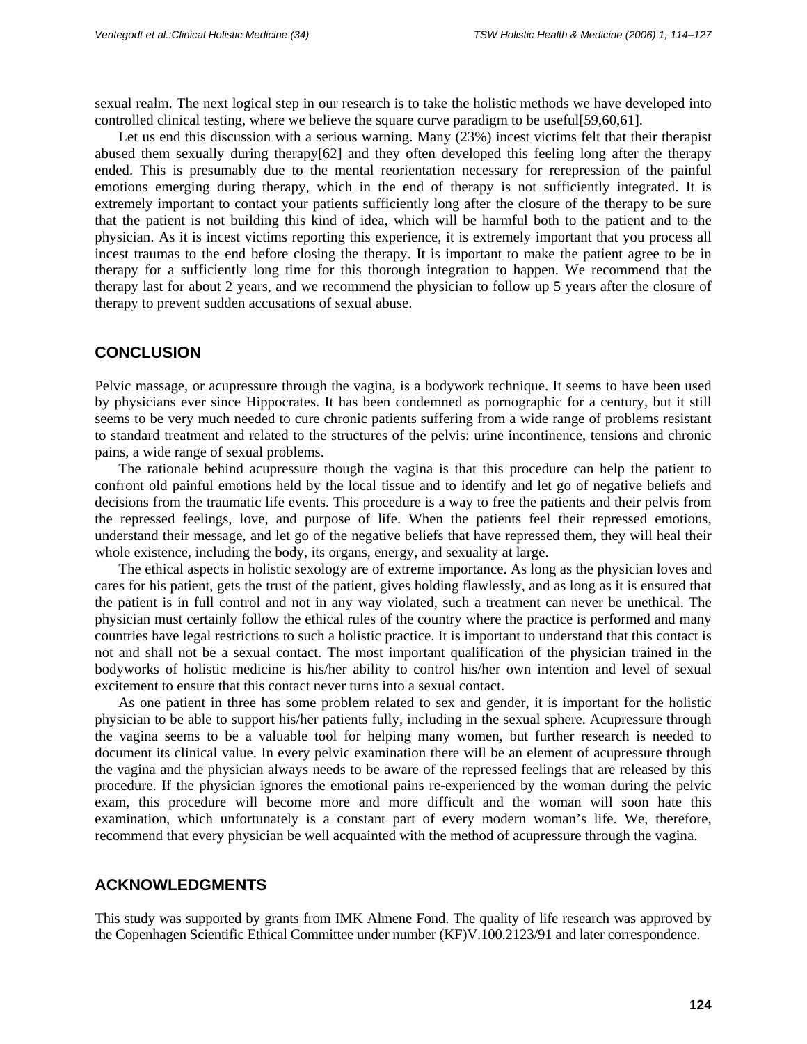sexual realm. The next logical step in our research is to take the holistic methods we have developed into controlled clinical testing, where we believe the square curve paradigm to be useful[59,60,61].

Let us end this discussion with a serious warning. Many (23%) incest victims felt that their therapist abused them sexually during therapy[62] and they often developed this feeling long after the therapy ended. This is presumably due to the mental reorientation necessary for rerepression of the painful emotions emerging during therapy, which in the end of therapy is not sufficiently integrated. It is extremely important to contact your patients sufficiently long after the closure of the therapy to be sure that the patient is not building this kind of idea, which will be harmful both to the patient and to the physician. As it is incest victims reporting this experience, it is extremely important that you process all incest traumas to the end before closing the therapy. It is important to make the patient agree to be in therapy for a sufficiently long time for this thorough integration to happen. We recommend that the therapy last for about 2 years, and we recommend the physician to follow up 5 years after the closure of therapy to prevent sudden accusations of sexual abuse.

## CONCLUSION

Pelvic massage, or acupressure through the vagina, is a bodywork technique. It seems to have been used by physicians ever since Hippocrates. It has been condemned as pornographic for a century, but it still seems to be very much needed to cure chronic patients suffering from a wide range of problems resistant to standard treatment and related to the structures of the pelvis: urine incontinence, tensions and chronic pains, a wide range of sexual problems.

The rationale behind acupressure though the vagina is that this procedure can help the patient to confront old painful emotions held by the local tissue and to identify and let go of negative beliefs and decisions from the traumatic life events. This procedure is a way to free the patients and their pelvis from the repressed feelings, love, and purpose of life. When the patients feel their repressed emotions, understand their message, and let go of the negative beliefs that have repressed them, they will heal their whole existence, including the body, its organs, energy, and sexuality at large.

The ethical aspects in holistic sexology are of extreme importance. As long as the physician loves and cares for his patient, gets the trust of the patient, gives holding flawlessly, and as long as it is ensured that the patient is in full control and not in any way violated, such a treatment can never be unethical. The physician must certainly follow the ethical rules of the country where the practice is performed and many countries have legal restrictions to such a holistic practice. It is important to understand that this contact is not and shall not be a sexual contact. The most important qualification of the physician trained in the bodyworks of holistic medicine is his/her ability to control his/her own intention and level of sexual excitement to ensure that this contact never turns into a sexual contact.

As one patient in three has some problem related to sex and gender, it is important for the holistic physician to be able to support his/her patients fully, including in the sexual sphere. Acupressure through the vagina seems to be a valuable tool for helping many women, but further research is needed to document its clinical value. In every pelvic examination there will be an element of acupressure through the vagina and the physician always needs to be aware of the repressed feelings that are released by this procedure. If the physician ignores the emotional pains re-experienced by the woman during the pelvic exam, this procedure will become more and more difficult and the woman will soon hate this examination, which unfortunately is a constant part of every modern woman's life. We, therefore, recommend that every physician be well acquainted with the method of acupressure through the vagina.

## ACKNOWLEDGMENTS

This study was supported by grants from IMK Almene Fond. The quality of life research was approved by the Copenhagen Scientific Ethical Committee under number (KF)V.100.2123/91 and later correspondence.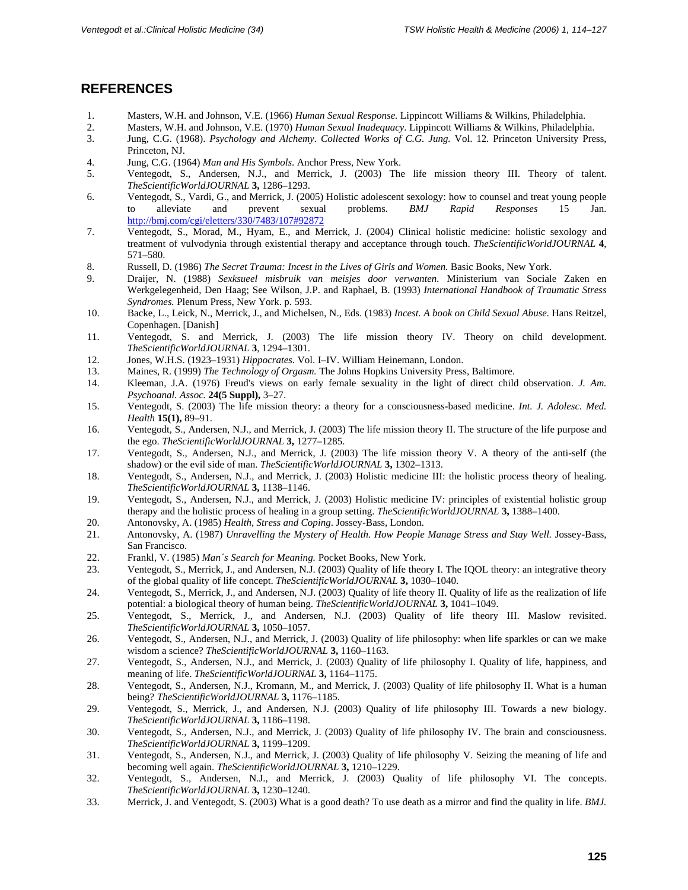## REFERENCES

1. Masters, W.H. and Johnson, V.E. (1966) *Human Sexual Response.* Lippincott Williams & Wilkins, Philadelphia.
2. Masters, W.H. and Johnson, V.E. (1970) *Human Sexual Inadequacy*. Lippincott Williams & Wilkins, Philadelphia.
3. Jung, C.G. (1968). *Psychology and Alchemy*. *Collected Works of C.G. Jung.* Vol. 12. Princeton University Press, Princeton, NJ.
4. Jung, C.G. (1964) *Man and His Symbols.* Anchor Press, New York.
5. Ventegodt, S., Andersen, N.J., and Merrick, J. (2003) The life mission theory III. Theory of talent. *TheScientificWorldJOURNAL* **3,** 1286–1293.
6. Ventegodt, S., Vardi, G., and Merrick, J. (2005) Holistic adolescent sexology: how to counsel and treat young people to alleviate and prevent sexual problems. *BMJ Rapid Responses* 15 Jan. http://bmj.com/cgi/eletters/330/7483/107#92872
7. Ventegodt, S., Morad, M., Hyam, E., and Merrick, J. (2004) Clinical holistic medicine: holistic sexology and treatment of vulvodynia through existential therapy and acceptance through touch. *TheScientificWorldJOURNAL* **4**, 571–580.
8. Russell, D. (1986) *The Secret Trauma: Incest in the Lives of Girls and Women.* Basic Books, New York.
9. Draijer, N. (1988) *Sexksueel misbruik van meisjes door verwanten.* Ministerium van Sociale Zaken en Werkgelegenheid, Den Haag; See Wilson, J.P. and Raphael, B. (1993) *International Handbook of Traumatic Stress Syndromes.* Plenum Press, New York. p. 593.
10. Backe, L., Leick, N., Merrick, J., and Michelsen, N., Eds. (1983) *Incest. A book on Child Sexual Abuse.* Hans Reitzel, Copenhagen. [Danish]
11. Ventegodt, S. and Merrick, J. (2003) The life mission theory IV. Theory on child development. *TheScientificWorldJOURNAL* **3**, 1294–1301.
12. Jones, W.H.S. (1923–1931) *Hippocrates.* Vol. I–IV. William Heinemann, London.
13. Maines, R. (1999) *The Technology of Orgasm.* The Johns Hopkins University Press, Baltimore.
14. Kleeman, J.A. (1976) Freud's views on early female sexuality in the light of direct child observation. *J. Am. Psychoanal. Assoc.* **24(5 Suppl),** 3–27.
15. Ventegodt, S. (2003) The life mission theory: a theory for a consciousness-based medicine. *Int. J. Adolesc. Med. Health* **15(1),** 89–91.
16. Ventegodt, S., Andersen, N.J., and Merrick, J. (2003) The life mission theory II. The structure of the life purpose and the ego. *TheScientificWorldJOURNAL* **3,** 1277–1285.
17. Ventegodt, S., Andersen, N.J., and Merrick, J. (2003) The life mission theory V. A theory of the anti-self (the shadow) or the evil side of man. *TheScientificWorldJOURNAL* **3,** 1302–1313.
18. Ventegodt, S., Andersen, N.J., and Merrick, J. (2003) Holistic medicine III: the holistic process theory of healing. *TheScientificWorldJOURNAL* **3,** 1138–1146.
19. Ventegodt, S., Andersen, N.J., and Merrick, J. (2003) Holistic medicine IV: principles of existential holistic group therapy and the holistic process of healing in a group setting. *TheScientificWorldJOURNAL* **3,** 1388–1400.
20. Antonovsky, A. (1985) *Health, Stress and Coping*. Jossey-Bass, London.
21. Antonovsky, A. (1987) *Unravelling the Mystery of Health. How People Manage Stress and Stay Well.* Jossey-Bass, San Francisco.
22. Frankl, V. (1985) *Man´s Search for Meaning.* Pocket Books, New York.
23. Ventegodt, S., Merrick, J., and Andersen, N.J. (2003) Quality of life theory I. The IQOL theory: an integrative theory of the global quality of life concept. *TheScientificWorldJOURNAL* **3,** 1030–1040.
24. Ventegodt, S., Merrick, J., and Andersen, N.J. (2003) Quality of life theory II. Quality of life as the realization of life potential: a biological theory of human being. *TheScientificWorldJOURNAL* **3,** 1041–1049.
25. Ventegodt, S., Merrick, J., and Andersen, N.J. (2003) Quality of life theory III. Maslow revisited. *TheScientificWorldJOURNAL* **3,** 1050–1057.
26. Ventegodt, S., Andersen, N.J., and Merrick, J. (2003) Quality of life philosophy: when life sparkles or can we make wisdom a science? *TheScientificWorldJOURNAL* **3,** 1160–1163.
27. Ventegodt, S., Andersen, N.J., and Merrick, J. (2003) Quality of life philosophy I. Quality of life, happiness, and meaning of life. *TheScientificWorldJOURNAL* **3,** 1164–1175.
28. Ventegodt, S., Andersen, N.J., Kromann, M., and Merrick, J. (2003) Quality of life philosophy II. What is a human being? *TheScientificWorldJOURNAL* **3,** 1176–1185.
29. Ventegodt, S., Merrick, J., and Andersen, N.J. (2003) Quality of life philosophy III. Towards a new biology. *TheScientificWorldJOURNAL* **3,** 1186–1198.
30. Ventegodt, S., Andersen, N.J., and Merrick, J. (2003) Quality of life philosophy IV. The brain and consciousness. *TheScientificWorldJOURNAL* **3,** 1199–1209.
31. Ventegodt, S., Andersen, N.J., and Merrick, J. (2003) Quality of life philosophy V. Seizing the meaning of life and becoming well again. *TheScientificWorldJOURNAL* **3,** 1210–1229.
32. Ventegodt, S., Andersen, N.J., and Merrick, J. (2003) Quality of life philosophy VI. The concepts. *TheScientificWorldJOURNAL* **3,** 1230–1240.
33. Merrick, J. and Ventegodt, S. (2003) What is a good death? To use death as a mirror and find the quality in life. *BMJ.*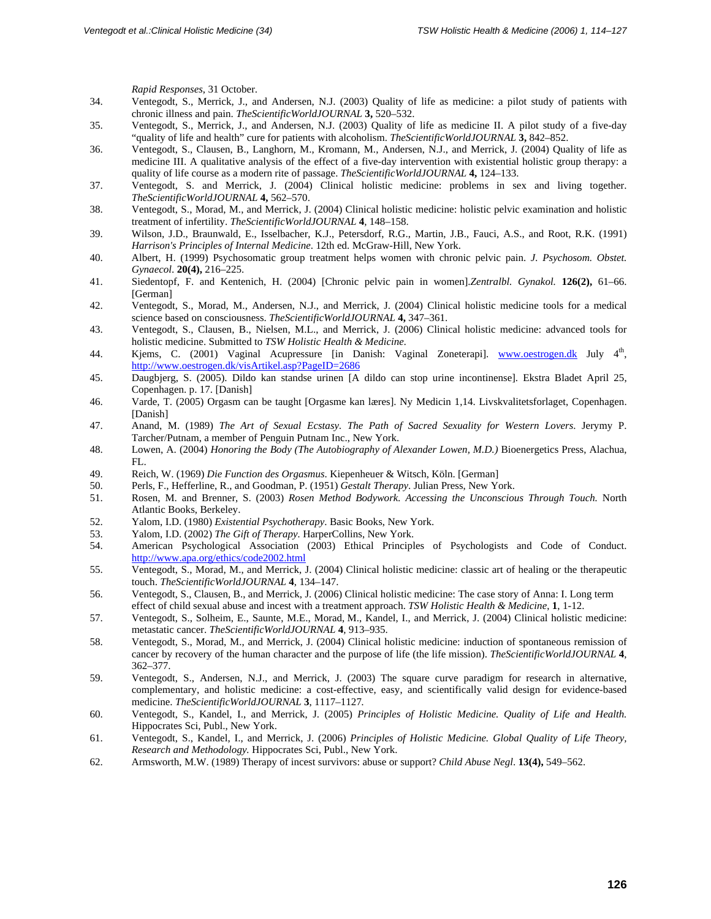*Rapid Responses*, 31 October.

34. Ventegodt, S., Merrick, J., and Andersen, N.J. (2003) Quality of life as medicine: a pilot study of patients with chronic illness and pain. *TheScientificWorldJOURNAL* **3,** 520–532.
35. Ventegodt, S., Merrick, J., and Andersen, N.J. (2003) Quality of life as medicine II. A pilot study of a five-day "quality of life and health" cure for patients with alcoholism. *TheScientificWorldJOURNAL* **3,** 842–852.
36. Ventegodt, S., Clausen, B., Langhorn, M., Kromann, M., Andersen, N.J., and Merrick, J. (2004) Quality of life as medicine III. A qualitative analysis of the effect of a five-day intervention with existential holistic group therapy: a quality of life course as a modern rite of passage. *TheScientificWorldJOURNAL* **4,** 124–133.
37. Ventegodt, S. and Merrick, J. (2004) Clinical holistic medicine: problems in sex and living together. *TheScientificWorldJOURNAL* **4,** 562–570.
38. Ventegodt, S., Morad, M., and Merrick, J. (2004) Clinical holistic medicine: holistic pelvic examination and holistic treatment of infertility. *TheScientificWorldJOURNAL* **4**, 148–158.
39. Wilson, J.D., Braunwald, E., Isselbacher, K.J., Petersdorf, R.G., Martin, J.B., Fauci, A.S., and Root, R.K. (1991) *Harrison's Principles of Internal Medicine*. 12th ed. McGraw-Hill, New York.
40. Albert, H. (1999) Psychosomatic group treatment helps women with chronic pelvic pain. *J. Psychosom. Obstet. Gynaecol*. **20(4),** 216–225.
41. Siedentopf, F. and Kentenich, H. (2004) [Chronic pelvic pain in women].*Zentralbl. Gynakol.* **126(2),** 61–66. [German]
42. Ventegodt, S., Morad, M., Andersen, N.J., and Merrick, J. (2004) Clinical holistic medicine tools for a medical science based on consciousness. *TheScientificWorldJOURNAL* **4,** 347–361.
43. Ventegodt, S., Clausen, B., Nielsen, M.L., and Merrick, J. (2006) Clinical holistic medicine: advanced tools for holistic medicine. Submitted to *TSW Holistic Health & Medicine*.
44. Kjems, C. (2001) Vaginal Acupressure [in Danish: Vaginal Zoneterapi]. www.oestrogen.dk July 4th, http://www.oestrogen.dk/visArtikel.asp?PageID=2686
45. Daugbjerg, S. (2005). Dildo kan standse urinen [A dildo can stop urine incontinense]. Ekstra Bladet April 25, Copenhagen. p. 17. [Danish]
46. Varde, T. (2005) Orgasm can be taught [Orgasme kan læres]. Ny Medicin 1,14. Livskvalitetsforlaget, Copenhagen. [Danish]
47. Anand, M. (1989) *The Art of Sexual Ecstasy. The Path of Sacred Sexuality for Western Lovers.* Jerymy P. Tarcher/Putnam, a member of Penguin Putnam Inc., New York.
48. Lowen, A. (2004) *Honoring the Body (The Autobiography of Alexander Lowen, M.D.)* Bioenergetics Press, Alachua, FL.
49. Reich, W. (1969) *Die Function des Orgasmus*. Kiepenheuer & Witsch, Köln. [German]
50. Perls, F., Hefferline, R., and Goodman, P. (1951) *Gestalt Therapy*. Julian Press, New York.
51. Rosen, M. and Brenner, S. (2003) *Rosen Method Bodywork. Accessing the Unconscious Through Touch.* North Atlantic Books, Berkeley.
52. Yalom, I.D. (1980) *Existential Psychotherapy*. Basic Books, New York.
53. Yalom, I.D. (2002) *The Gift of Therapy*. HarperCollins, New York.
54. American Psychological Association (2003) Ethical Principles of Psychologists and Code of Conduct. http://www.apa.org/ethics/code2002.html
55. Ventegodt, S., Morad, M., and Merrick, J. (2004) Clinical holistic medicine: classic art of healing or the therapeutic touch. *TheScientificWorldJOURNAL* **4**, 134–147.
56. Ventegodt, S., Clausen, B., and Merrick, J. (2006) Clinical holistic medicine: The case story of Anna: I. Long term effect of child sexual abuse and incest with a treatment approach. *TSW Holistic Health & Medicine*, **1**, 1-12.
57. Ventegodt, S., Solheim, E., Saunte, M.E., Morad, M., Kandel, I., and Merrick, J. (2004) Clinical holistic medicine: metastatic cancer. *TheScientificWorldJOURNAL* **4**, 913–935.
58. Ventegodt, S., Morad, M., and Merrick, J. (2004) Clinical holistic medicine: induction of spontaneous remission of cancer by recovery of the human character and the purpose of life (the life mission). *TheScientificWorldJOURNAL* **4**, 362–377.
59. Ventegodt, S., Andersen, N.J., and Merrick, J. (2003) The square curve paradigm for research in alternative, complementary, and holistic medicine: a cost-effective, easy, and scientifically valid design for evidence-based medicine. *TheScientificWorldJOURNAL* **3**, 1117–1127.
60. Ventegodt, S., Kandel, I., and Merrick, J. (2005) *Principles of Holistic Medicine. Quality of Life and Health.* Hippocrates Sci, Publ., New York.
61. Ventegodt, S., Kandel, I., and Merrick, J. (2006) *Principles of Holistic Medicine. Global Quality of Life Theory, Research and Methodology.* Hippocrates Sci, Publ., New York.
62. Armsworth, M.W. (1989) Therapy of incest survivors: abuse or support? *Child Abuse Negl*. **13(4),** 549–562.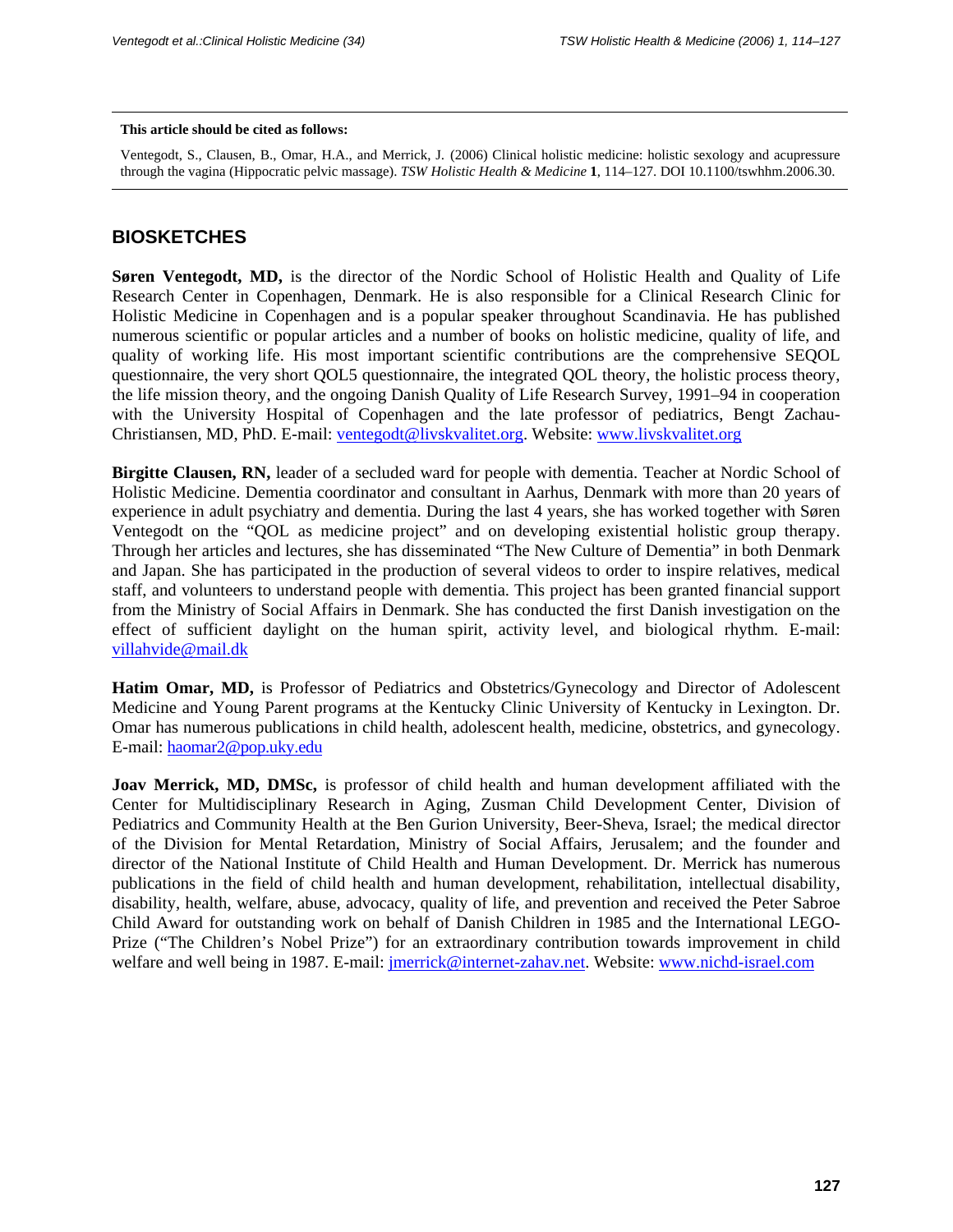**This article should be cited as follows:**

Ventegodt, S., Clausen, B., Omar, H.A., and Merrick, J. (2006) Clinical holistic medicine: holistic sexology and acupressure through the vagina (Hippocratic pelvic massage). *TSW Holistic Health & Medicine* **1**, 114–127. DOI 10.1100/tswhhm.2006.30.

## BIOSKETCHES

**Søren Ventegodt, MD,** is the director of the Nordic School of Holistic Health and Quality of Life Research Center in Copenhagen, Denmark. He is also responsible for a Clinical Research Clinic for Holistic Medicine in Copenhagen and is a popular speaker throughout Scandinavia. He has published numerous scientific or popular articles and a number of books on holistic medicine, quality of life, and quality of working life. His most important scientific contributions are the comprehensive SEQOL questionnaire, the very short QOL5 questionnaire, the integrated QOL theory, the holistic process theory, the life mission theory, and the ongoing Danish Quality of Life Research Survey, 1991–94 in cooperation with the University Hospital of Copenhagen and the late professor of pediatrics, Bengt Zachau-Christiansen, MD, PhD. E-mail: ventegodt@livskvalitet.org. Website: www.livskvalitet.org

**Birgitte Clausen, RN,** leader of a secluded ward for people with dementia. Teacher at Nordic School of Holistic Medicine. Dementia coordinator and consultant in Aarhus, Denmark with more than 20 years of experience in adult psychiatry and dementia. During the last 4 years, she has worked together with Søren Ventegodt on the "QOL as medicine project" and on developing existential holistic group therapy. Through her articles and lectures, she has disseminated "The New Culture of Dementia" in both Denmark and Japan. She has participated in the production of several videos to order to inspire relatives, medical staff, and volunteers to understand people with dementia. This project has been granted financial support from the Ministry of Social Affairs in Denmark. She has conducted the first Danish investigation on the effect of sufficient daylight on the human spirit, activity level, and biological rhythm. E-mail: villahvide@mail.dk

**Hatim Omar, MD,** is Professor of Pediatrics and Obstetrics/Gynecology and Director of Adolescent Medicine and Young Parent programs at the Kentucky Clinic University of Kentucky in Lexington. Dr. Omar has numerous publications in child health, adolescent health, medicine, obstetrics, and gynecology. E-mail: haomar2@pop.uky.edu

**Joav Merrick, MD, DMSc,** is professor of child health and human development affiliated with the Center for Multidisciplinary Research in Aging, Zusman Child Development Center, Division of Pediatrics and Community Health at the Ben Gurion University, Beer-Sheva, Israel; the medical director of the Division for Mental Retardation, Ministry of Social Affairs, Jerusalem; and the founder and director of the National Institute of Child Health and Human Development. Dr. Merrick has numerous publications in the field of child health and human development, rehabilitation, intellectual disability, disability, health, welfare, abuse, advocacy, quality of life, and prevention and received the Peter Sabroe Child Award for outstanding work on behalf of Danish Children in 1985 and the International LEGO-Prize ("The Children's Nobel Prize") for an extraordinary contribution towards improvement in child welfare and well being in 1987. E-mail: jmerrick@internet-zahav.net. Website: www.nichd-israel.com